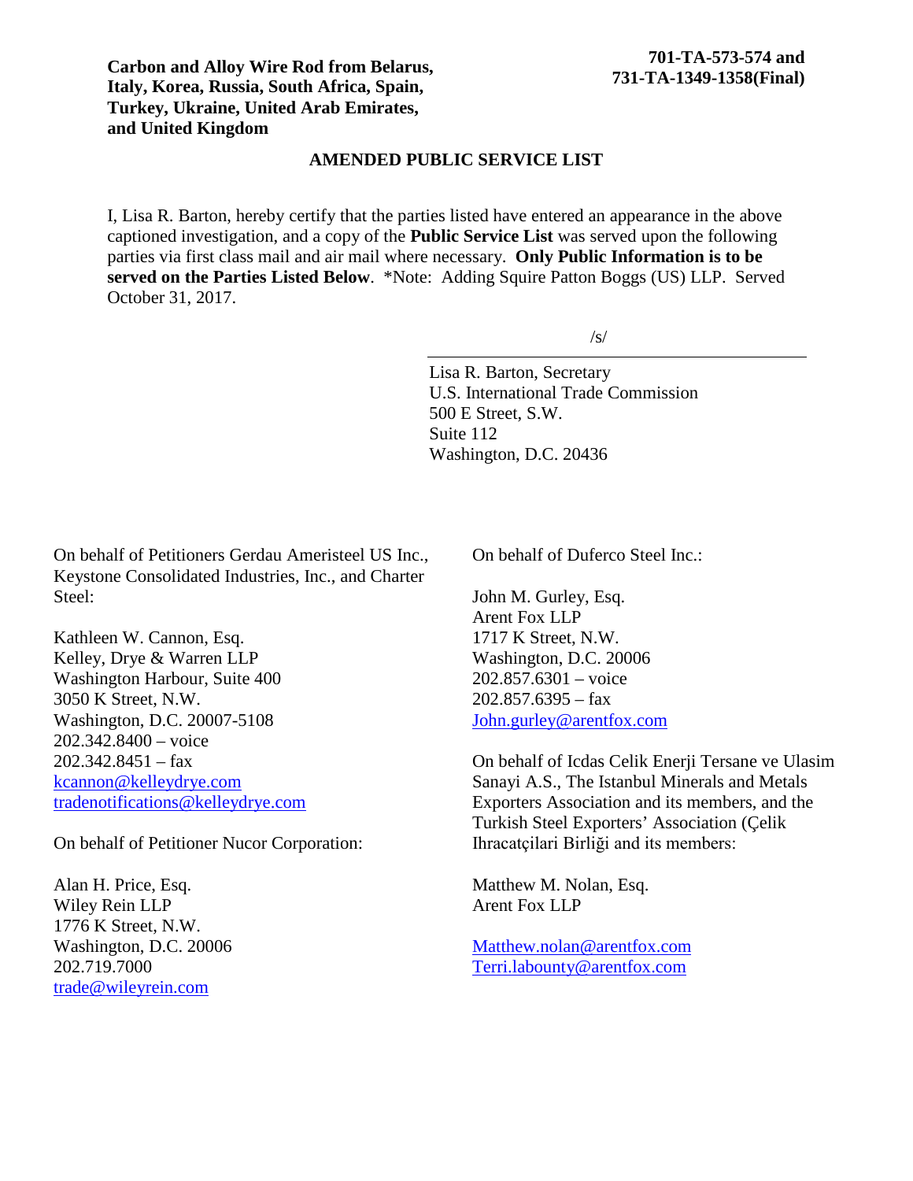**Carbon and Alloy Wire Rod from Belarus, Italy, Korea, Russia, South Africa, Spain, Turkey, Ukraine, United Arab Emirates, and United Kingdom**

**701-TA-573-574 and 731-TA-1349-1358(Final)**

## AMENDED PUBLIC SERVICE LIST

I, Lisa R. Barton, hereby certify that the parties listed have entered an appearance in the above captioned investigation, and a copy of the **Public Service List** was served upon the following parties via first class mail and air mail where necessary. **Only Public Information is to be served on the Parties Listed Below**. *Note: Adding Squire Patton Boggs (US) LLP. Served October 31, 2017.

/s/

Lisa R. Barton, Secretary
U.S. International Trade Commission
500 E Street, S.W.
Suite 112
Washington, D.C. 20436

On behalf of Petitioners Gerdau Ameristeel US Inc., Keystone Consolidated Industries, Inc., and Charter Steel:

Kathleen W. Cannon, Esq.
Kelley, Drye & Warren LLP
Washington Harbour, Suite 400
3050 K Street, N.W.
Washington, D.C. 20007-5108
202.342.8400 – voice
202.342.8451 – fax
kcannon@kelleydrye.com
tradenotifications@kelleydrye.com

On behalf of Petitioner Nucor Corporation:

Alan H. Price, Esq.
Wiley Rein LLP
1776 K Street, N.W.
Washington, D.C. 20006
202.719.7000
trade@wileyrein.com

On behalf of Duferco Steel Inc.:

John M. Gurley, Esq.
Arent Fox LLP
1717 K Street, N.W.
Washington, D.C. 20006
202.857.6301 – voice
202.857.6395 – fax
John.gurley@arentfox.com

On behalf of Icdas Celik Enerji Tersane ve Ulasim Sanayi A.S., The Istanbul Minerals and Metals Exporters Association and its members, and the Turkish Steel Exporters' Association (Çelik Ihracatçilari Birliği and its members:

Matthew M. Nolan, Esq.
Arent Fox LLP

Matthew.nolan@arentfox.com
Terri.labounty@arentfox.com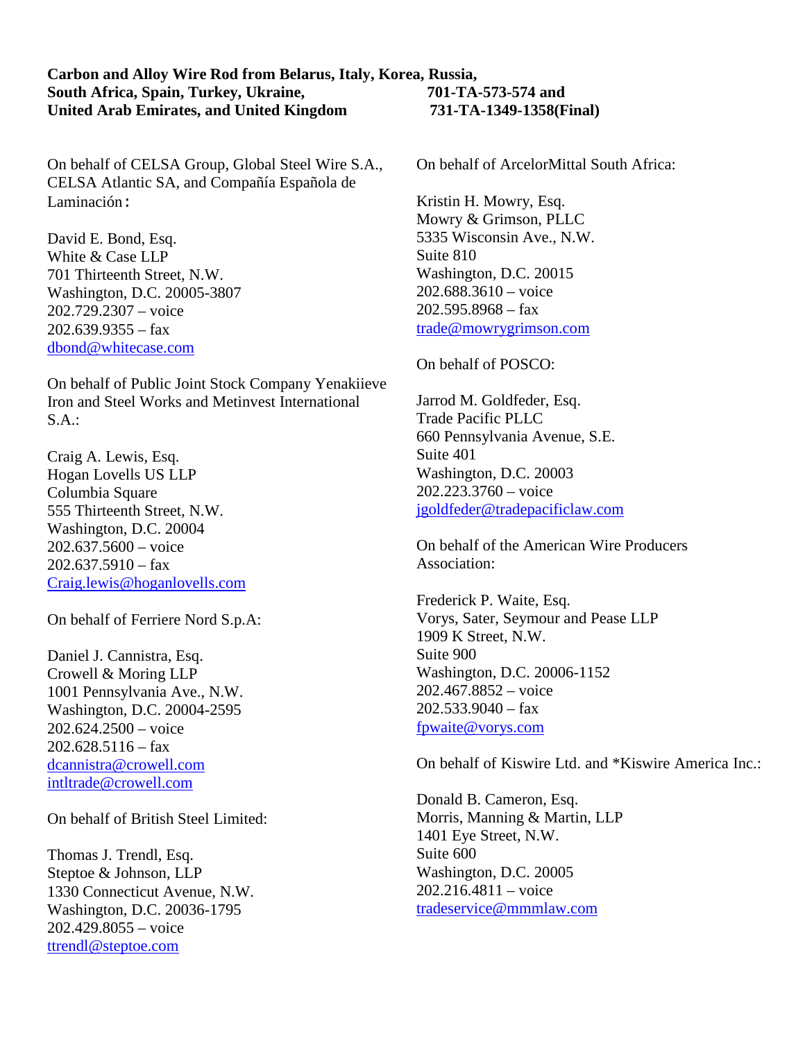**Carbon and Alloy Wire Rod from Belarus, Italy, Korea, Russia, South Africa, Spain, Turkey, Ukraine, United Arab Emirates, and United Kingdom**
**701-TA-573-574 and 731-TA-1349-1358(Final)**

On behalf of CELSA Group, Global Steel Wire S.A., CELSA Atlantic SA, and Compañía Española de Laminación:

David E. Bond, Esq.
White & Case LLP
701 Thirteenth Street, N.W.
Washington, D.C. 20005-3807
202.729.2307 – voice
202.639.9355 – fax
dbond@whitecase.com

On behalf of Public Joint Stock Company Yenakiieve Iron and Steel Works and Metinvest International S.A.:

Craig A. Lewis, Esq.
Hogan Lovells US LLP
Columbia Square
555 Thirteenth Street, N.W.
Washington, D.C. 20004
202.637.5600 – voice
202.637.5910 – fax
Craig.lewis@hoganlovells.com

On behalf of Ferriere Nord S.p.A:

Daniel J. Cannistra, Esq.
Crowell & Moring LLP
1001 Pennsylvania Ave., N.W.
Washington, D.C. 20004-2595
202.624.2500 – voice
202.628.5116 – fax
dcannistra@crowell.com
intltrade@crowell.com

On behalf of British Steel Limited:

Thomas J. Trendl, Esq.
Steptoe & Johnson, LLP
1330 Connecticut Avenue, N.W.
Washington, D.C. 20036-1795
202.429.8055 – voice
ttrendl@steptoe.com

On behalf of ArcelorMittal South Africa:

Kristin H. Mowry, Esq.
Mowry & Grimson, PLLC
5335 Wisconsin Ave., N.W.
Suite 810
Washington, D.C. 20015
202.688.3610 – voice
202.595.8968 – fax
trade@mowrygrimson.com

On behalf of POSCO:

Jarrod M. Goldfeder, Esq.
Trade Pacific PLLC
660 Pennsylvania Avenue, S.E.
Suite 401
Washington, D.C. 20003
202.223.3760 – voice
jgoldfeder@tradepacificlaw.com

On behalf of the American Wire Producers Association:

Frederick P. Waite, Esq.
Vorys, Sater, Seymour and Pease LLP
1909 K Street, N.W.
Suite 900
Washington, D.C. 20006-1152
202.467.8852 – voice
202.533.9040 – fax
fpwaite@vorys.com

On behalf of Kiswire Ltd. and *Kiswire America Inc.:

Donald B. Cameron, Esq.
Morris, Manning & Martin, LLP
1401 Eye Street, N.W.
Suite 600
Washington, D.C. 20005
202.216.4811 – voice
tradeservice@mmmlaw.com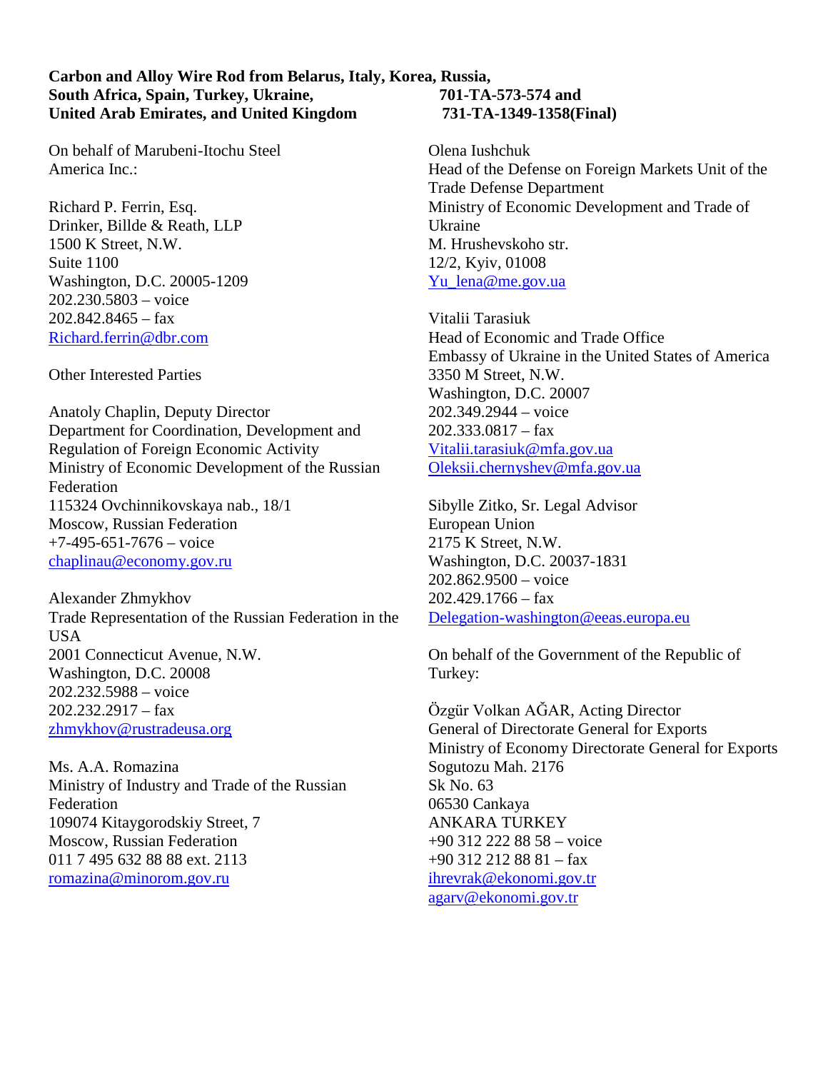**Carbon and Alloy Wire Rod from Belarus, Italy, Korea, Russia, South Africa, Spain, Turkey, Ukraine, United Arab Emirates, and United Kingdom**

**701-TA-573-574 and 731-TA-1349-1358(Final)**

On behalf of Marubeni-Itochu Steel America Inc.:

Richard P. Ferrin, Esq.
Drinker, Billde & Reath, LLP
1500 K Street, N.W.
Suite 1100
Washington, D.C. 20005-1209
202.230.5803 – voice
202.842.8465 – fax
Richard.ferrin@dbr.com

Other Interested Parties

Anatoly Chaplin, Deputy Director
Department for Coordination, Development and Regulation of Foreign Economic Activity
Ministry of Economic Development of the Russian Federation
115324 Ovchinnikovskaya nab., 18/1
Moscow, Russian Federation
+7-495-651-7676 – voice
chaplinau@economy.gov.ru

Alexander Zhmykhov
Trade Representation of the Russian Federation in the USA
2001 Connecticut Avenue, N.W.
Washington, D.C. 20008
202.232.5988 – voice
202.232.2917 – fax
zhmykhov@rustradeusa.org

Ms. A.A. Romazina
Ministry of Industry and Trade of the Russian Federation
109074 Kitaygorodskiy Street, 7
Moscow, Russian Federation
011 7 495 632 88 88 ext. 2113
romazina@minorom.gov.ru

Olena Iushchuk
Head of the Defense on Foreign Markets Unit of the Trade Defense Department
Ministry of Economic Development and Trade of Ukraine
M. Hrushevskoho str.
12/2, Kyiv, 01008
Yu_lena@me.gov.ua

Vitalii Tarasiuk
Head of Economic and Trade Office
Embassy of Ukraine in the United States of America
3350 M Street, N.W.
Washington, D.C. 20007
202.349.2944 – voice
202.333.0817 – fax
Vitalii.tarasiuk@mfa.gov.ua
Oleksii.chernyshev@mfa.gov.ua

Sibylle Zitko, Sr. Legal Advisor
European Union
2175 K Street, N.W.
Washington, D.C. 20037-1831
202.862.9500 – voice
202.429.1766 – fax
Delegation-washington@eeas.europa.eu

On behalf of the Government of the Republic of Turkey:

Özgür Volkan AĞAR, Acting Director
General of Directorate General for Exports
Ministry of Economy Directorate General for Exports
Sogutozu Mah. 2176
Sk No. 63
06530 Cankaya
ANKARA TURKEY
+90 312 222 88 58 – voice
+90 312 212 88 81 – fax
ihrevrak@ekonomi.gov.tr
agarv@ekonomi.gov.tr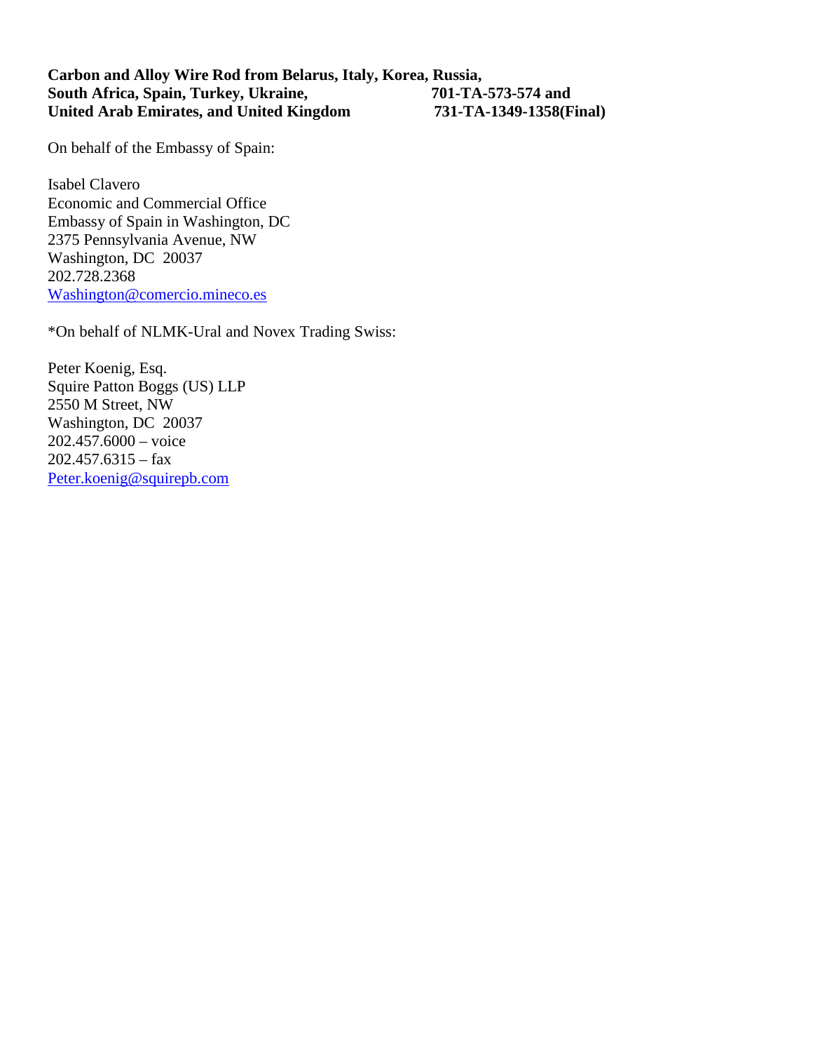**Carbon and Alloy Wire Rod from Belarus, Italy, Korea, Russia, South Africa, Spain, Turkey, Ukraine, United Arab Emirates, and United Kingdom**

**701-TA-573-574 and 731-TA-1349-1358(Final)**

On behalf of the Embassy of Spain:

Isabel Clavero
Economic and Commercial Office
Embassy of Spain in Washington, DC
2375 Pennsylvania Avenue, NW
Washington, DC 20037
202.728.2368
Washington@comercio.mineco.es

*On behalf of NLMK-Ural and Novex Trading Swiss:

Peter Koenig, Esq.
Squire Patton Boggs (US) LLP
2550 M Street, NW
Washington, DC 20037
202.457.6000 – voice
202.457.6315 – fax
Peter.koenig@squirepb.com